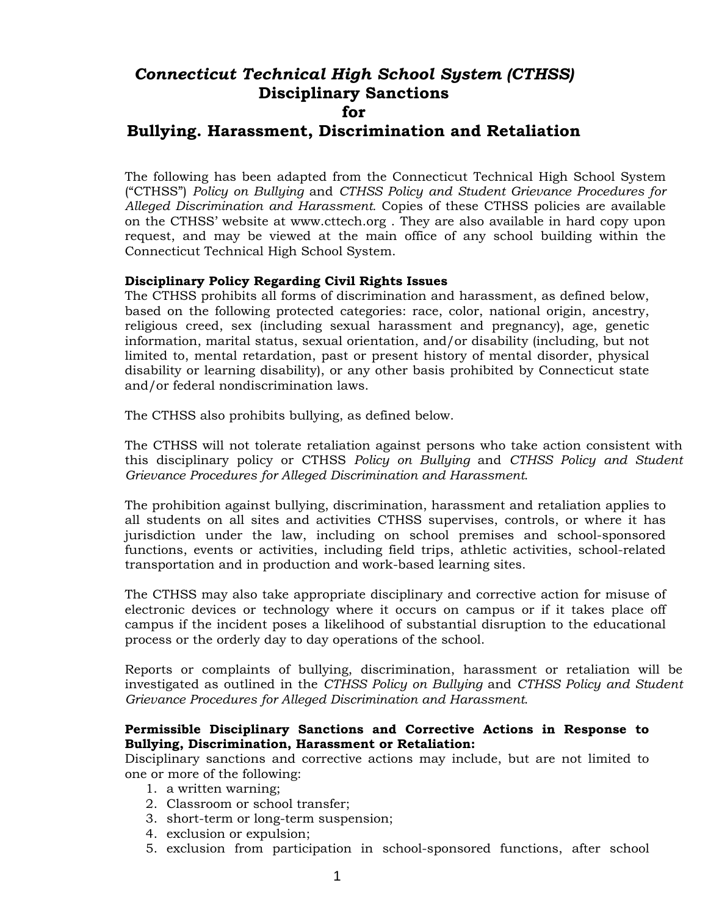# *Connecticut Technical High School System (CTHSS)*
# Disciplinary Sanctions
# for
# Bullying. Harassment, Discrimination and Retaliation

The following has been adapted from the Connecticut Technical High School System ("CTHSS") *Policy on Bullying* and *CTHSS Policy and Student Grievance Procedures for Alleged Discrimination and Harassment.* Copies of these CTHSS policies are available on the CTHSS' website at www.cttech.org . They are also available in hard copy upon request, and may be viewed at the main office of any school building within the Connecticut Technical High School System.

**Disciplinary Policy Regarding Civil Rights Issues**
The CTHSS prohibits all forms of discrimination and harassment, as defined below, based on the following protected categories: race, color, national origin, ancestry, religious creed, sex (including sexual harassment and pregnancy), age, genetic information, marital status, sexual orientation, and/or disability (including, but not limited to, mental retardation, past or present history of mental disorder, physical disability or learning disability), or any other basis prohibited by Connecticut state and/or federal nondiscrimination laws.

The CTHSS also prohibits bullying, as defined below.

The CTHSS will not tolerate retaliation against persons who take action consistent with this disciplinary policy or CTHSS *Policy on Bullying* and *CTHSS Policy and Student Grievance Procedures for Alleged Discrimination and Harassment*.

The prohibition against bullying, discrimination, harassment and retaliation applies to all students on all sites and activities CTHSS supervises, controls, or where it has jurisdiction under the law, including on school premises and school-sponsored functions, events or activities, including field trips, athletic activities, school-related transportation and in production and work-based learning sites.

The CTHSS may also take appropriate disciplinary and corrective action for misuse of electronic devices or technology where it occurs on campus or if it takes place off campus if the incident poses a likelihood of substantial disruption to the educational process or the orderly day to day operations of the school.

Reports or complaints of bullying, discrimination, harassment or retaliation will be investigated as outlined in the *CTHSS Policy on Bullying* and *CTHSS Policy and Student Grievance Procedures for Alleged Discrimination and Harassment*.

**Permissible Disciplinary Sanctions and Corrective Actions in Response to Bullying, Discrimination, Harassment or Retaliation:**
Disciplinary sanctions and corrective actions may include, but are not limited to one or more of the following:

1. a written warning;
2. Classroom or school transfer;
3. short-term or long-term suspension;
4. exclusion or expulsion;
5. exclusion from participation in school-sponsored functions, after school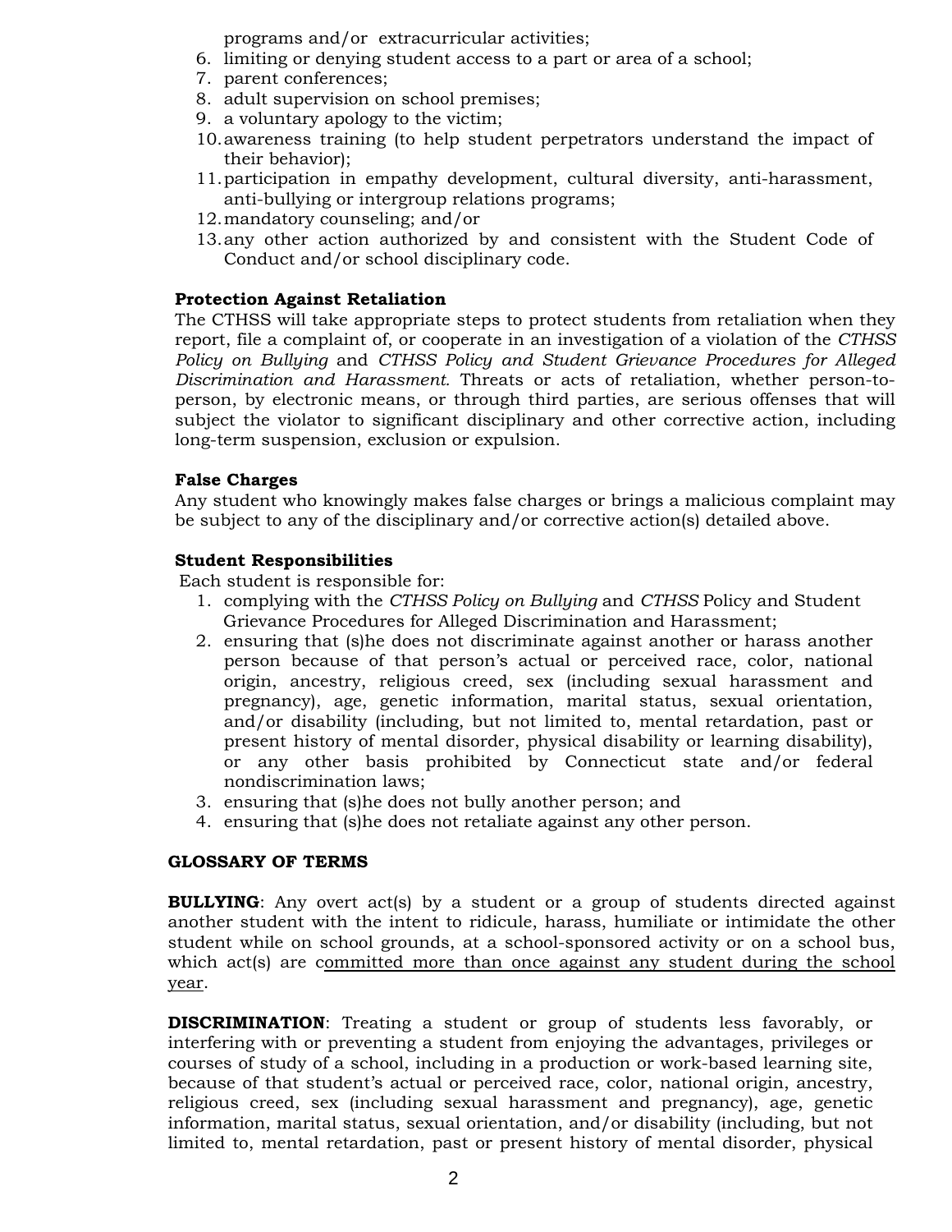programs and/or extracurricular activities;

6. limiting or denying student access to a part or area of a school;
7. parent conferences;
8. adult supervision on school premises;
9. a voluntary apology to the victim;
10. awareness training (to help student perpetrators understand the impact of their behavior);
11. participation in empathy development, cultural diversity, anti-harassment, anti-bullying or intergroup relations programs;
12. mandatory counseling; and/or
13. any other action authorized by and consistent with the Student Code of Conduct and/or school disciplinary code.

**Protection Against Retaliation**

The CTHSS will take appropriate steps to protect students from retaliation when they report, file a complaint of, or cooperate in an investigation of a violation of the *CTHSS Policy on Bullying* and *CTHSS Policy and Student Grievance Procedures for Alleged Discrimination and Harassment.* Threats or acts of retaliation, whether person-to-person, by electronic means, or through third parties, are serious offenses that will subject the violator to significant disciplinary and other corrective action, including long-term suspension, exclusion or expulsion.

**False Charges**

Any student who knowingly makes false charges or brings a malicious complaint may be subject to any of the disciplinary and/or corrective action(s) detailed above.

**Student Responsibilities**

Each student is responsible for:

1. complying with the *CTHSS Policy on Bullying* and *CTHSS* Policy and Student Grievance Procedures for Alleged Discrimination and Harassment;
2. ensuring that (s)he does not discriminate against another or harass another person because of that person's actual or perceived race, color, national origin, ancestry, religious creed, sex (including sexual harassment and pregnancy), age, genetic information, marital status, sexual orientation, and/or disability (including, but not limited to, mental retardation, past or present history of mental disorder, physical disability or learning disability), or any other basis prohibited by Connecticut state and/or federal nondiscrimination laws;
3. ensuring that (s)he does not bully another person; and
4. ensuring that (s)he does not retaliate against any other person.

**GLOSSARY OF TERMS**

**BULLYING**: Any overt act(s) by a student or a group of students directed against another student with the intent to ridicule, harass, humiliate or intimidate the other student while on school grounds, at a school-sponsored activity or on a school bus, which act(s) are committed more than once against any student during the school year.

**DISCRIMINATION**: Treating a student or group of students less favorably, or interfering with or preventing a student from enjoying the advantages, privileges or courses of study of a school, including in a production or work-based learning site, because of that student's actual or perceived race, color, national origin, ancestry, religious creed, sex (including sexual harassment and pregnancy), age, genetic information, marital status, sexual orientation, and/or disability (including, but not limited to, mental retardation, past or present history of mental disorder, physical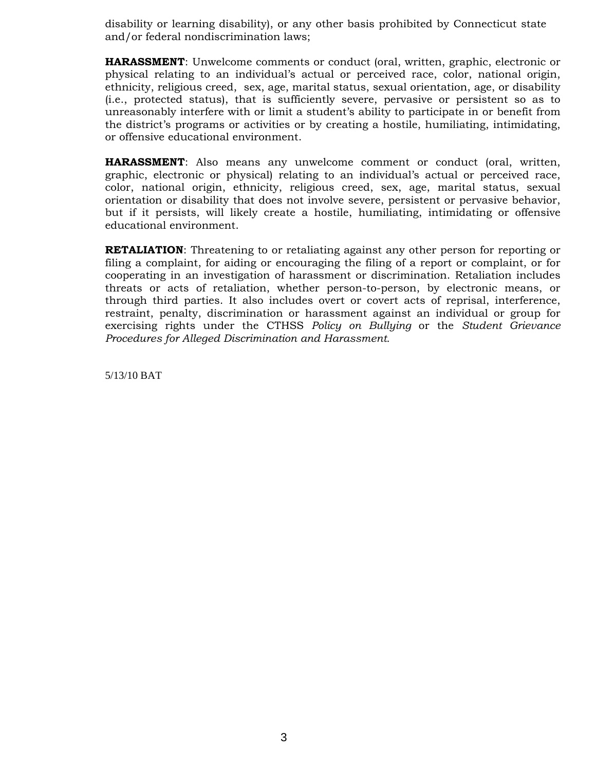disability or learning disability), or any other basis prohibited by Connecticut state and/or federal nondiscrimination laws;

**HARASSMENT**: Unwelcome comments or conduct (oral, written, graphic, electronic or physical relating to an individual's actual or perceived race, color, national origin, ethnicity, religious creed, sex, age, marital status, sexual orientation, age, or disability (i.e., protected status), that is sufficiently severe, pervasive or persistent so as to unreasonably interfere with or limit a student's ability to participate in or benefit from the district's programs or activities or by creating a hostile, humiliating, intimidating, or offensive educational environment.

**HARASSMENT**: Also means any unwelcome comment or conduct (oral, written, graphic, electronic or physical) relating to an individual's actual or perceived race, color, national origin, ethnicity, religious creed, sex, age, marital status, sexual orientation or disability that does not involve severe, persistent or pervasive behavior, but if it persists, will likely create a hostile, humiliating, intimidating or offensive educational environment.

**RETALIATION**: Threatening to or retaliating against any other person for reporting or filing a complaint, for aiding or encouraging the filing of a report or complaint, or for cooperating in an investigation of harassment or discrimination. Retaliation includes threats or acts of retaliation, whether person-to-person, by electronic means, or through third parties. It also includes overt or covert acts of reprisal, interference, restraint, penalty, discrimination or harassment against an individual or group for exercising rights under the CTHSS *Policy on Bullying* or the *Student Grievance Procedures for Alleged Discrimination and Harassment.*

5/13/10 BAT